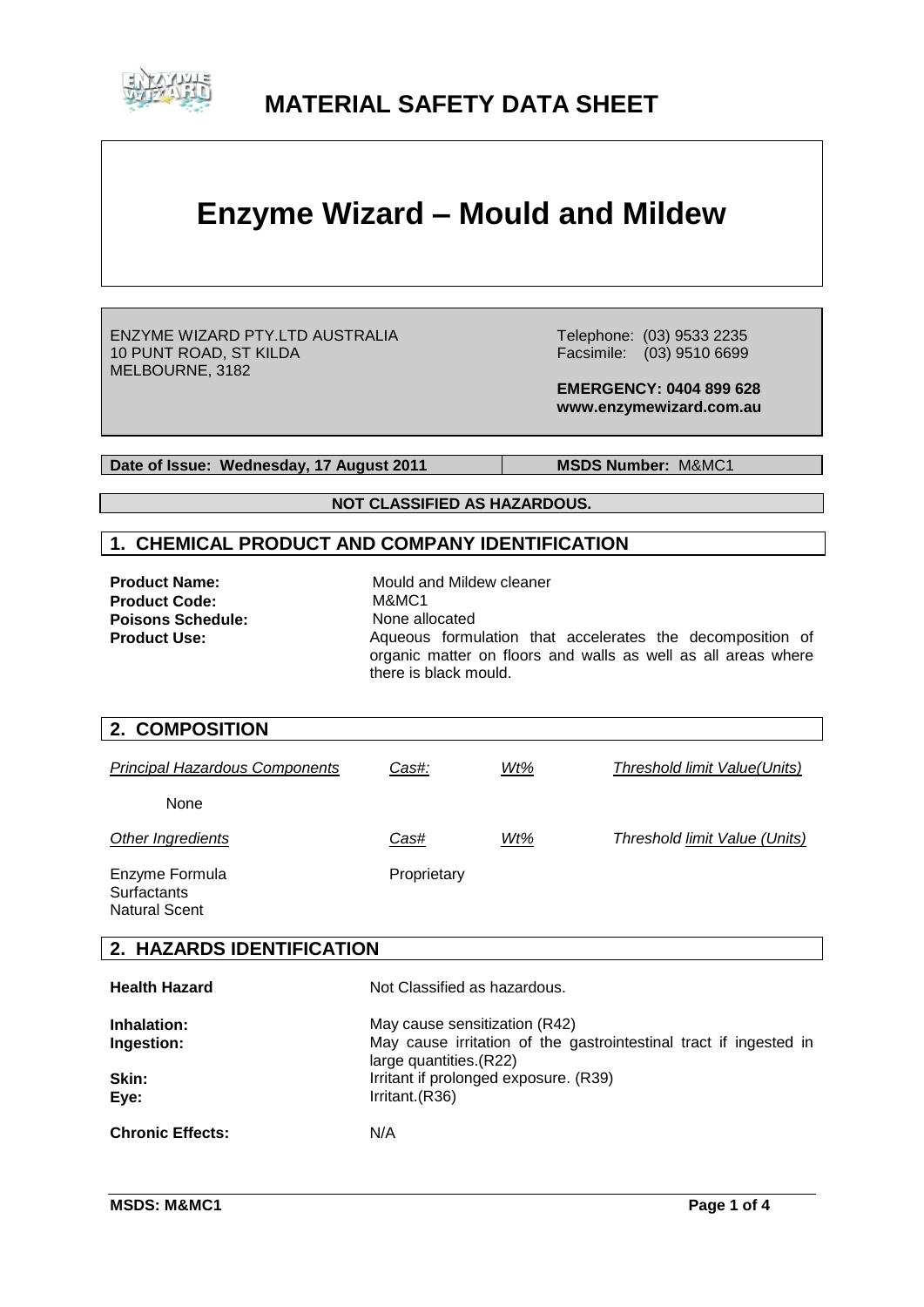# MATERIAL SAFETY DATA SHEET

# Enzyme Wizard – Mould and Mildew

ENZYME WIZARD PTY.LTD AUSTRALIA
10 PUNT ROAD, ST KILDA
MELBOURNE, 3182

Telephone: (03) 9533 2235
Facsimile: (03) 9510 6699

**EMERGENCY: 0404 899 628**
**www.enzymewizard.com.au**

**Date of Issue: Wednesday, 17 August 2011** | **MSDS Number:** M&MC1

**NOT CLASSIFIED AS HAZARDOUS.**

## 1. CHEMICAL PRODUCT AND COMPANY IDENTIFICATION

**Product Name:** Mould and Mildew cleaner
**Product Code:** M&MC1
**Poisons Schedule:** None allocated
**Product Use:** Aqueous formulation that accelerates the decomposition of organic matter on floors and walls as well as all areas where there is black mould.

## 2. COMPOSITION

| *Principal Hazardous Components* | *Cas#:* | *Wt%* | *Threshold limit Value(Units)* |
|---|---|---|---|
| None | | | |
| *Other Ingredients* | *Cas#* | *Wt%* | *Threshold limit Value (Units)* |
| Enzyme Formula<br>Surfactants<br>Natural Scent | Proprietary | | |

## 2. HAZARDS IDENTIFICATION

**Health Hazard** Not Classified as hazardous.

**Inhalation:** May cause sensitization (R42)
**Ingestion:** May cause irritation of the gastrointestinal tract if ingested in large quantities.(R22)
**Skin:** Irritant if prolonged exposure. (R39)
**Eye:** Irritant.(R36)

**Chronic Effects:** N/A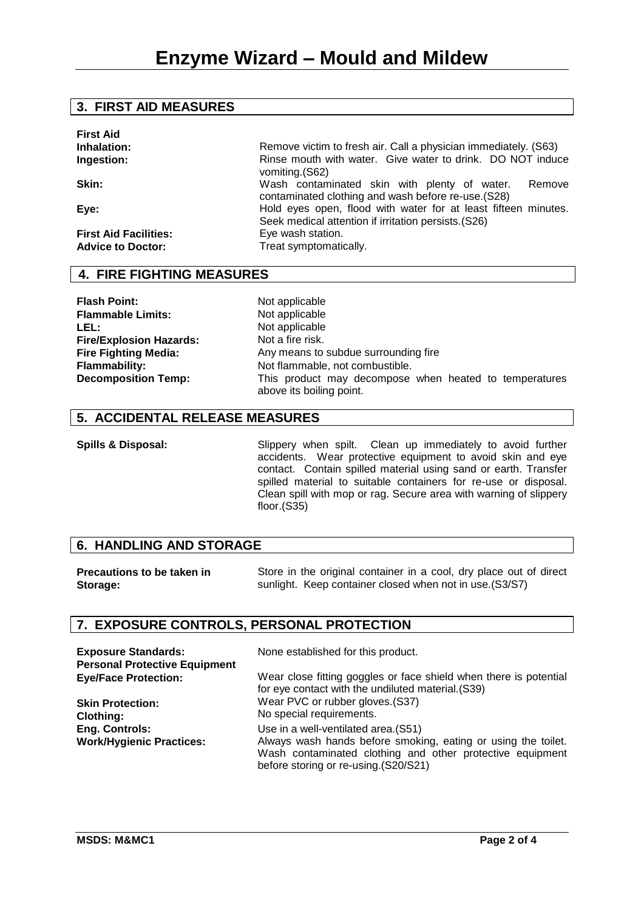# Enzyme Wizard – Mould and Mildew

## 3. FIRST AID MEASURES

**First Aid**

| | |
|---|---|
| **Inhalation:** | Remove victim to fresh air. Call a physician immediately. (S63) |
| **Ingestion:** | Rinse mouth with water. Give water to drink. DO NOT induce vomiting.(S62) |
| **Skin:** | Wash contaminated skin with plenty of water. Remove contaminated clothing and wash before re-use.(S28) |
| **Eye:** | Hold eyes open, flood with water for at least fifteen minutes. Seek medical attention if irritation persists.(S26) |
| **First Aid Facilities:** | Eye wash station. |
| **Advice to Doctor:** | Treat symptomatically. |

## 4. FIRE FIGHTING MEASURES

| | |
|---|---|
| **Flash Point:** | Not applicable |
| **Flammable Limits:** | Not applicable |
| **LEL:** | Not applicable |
| **Fire/Explosion Hazards:** | Not a fire risk. |
| **Fire Fighting Media:** | Any means to subdue surrounding fire |
| **Flammability:** | Not flammable, not combustible. |
| **Decomposition Temp:** | This product may decompose when heated to temperatures above its boiling point. |

## 5. ACCIDENTAL RELEASE MEASURES

**Spills & Disposal:** Slippery when spilt. Clean up immediately to avoid further accidents. Wear protective equipment to avoid skin and eye contact. Contain spilled material using sand or earth. Transfer spilled material to suitable containers for re-use or disposal. Clean spill with mop or rag. Secure area with warning of slippery floor.(S35)

## 6. HANDLING AND STORAGE

**Precautions to be taken in Storage:** Store in the original container in a cool, dry place out of direct sunlight. Keep container closed when not in use.(S3/S7)

## 7. EXPOSURE CONTROLS, PERSONAL PROTECTION

| | |
|---|---|
| **Exposure Standards:** | None established for this product. |
| **Personal Protective Equipment** | |
| **Eye/Face Protection:** | Wear close fitting goggles or face shield when there is potential for eye contact with the undiluted material.(S39) |
| **Skin Protection:** | Wear PVC or rubber gloves.(S37) |
| **Clothing:** | No special requirements. |
| **Eng. Controls:** | Use in a well-ventilated area.(S51) |
| **Work/Hygienic Practices:** | Always wash hands before smoking, eating or using the toilet. Wash contaminated clothing and other protective equipment before storing or re-using.(S20/S21) |

MSDS: M&MC1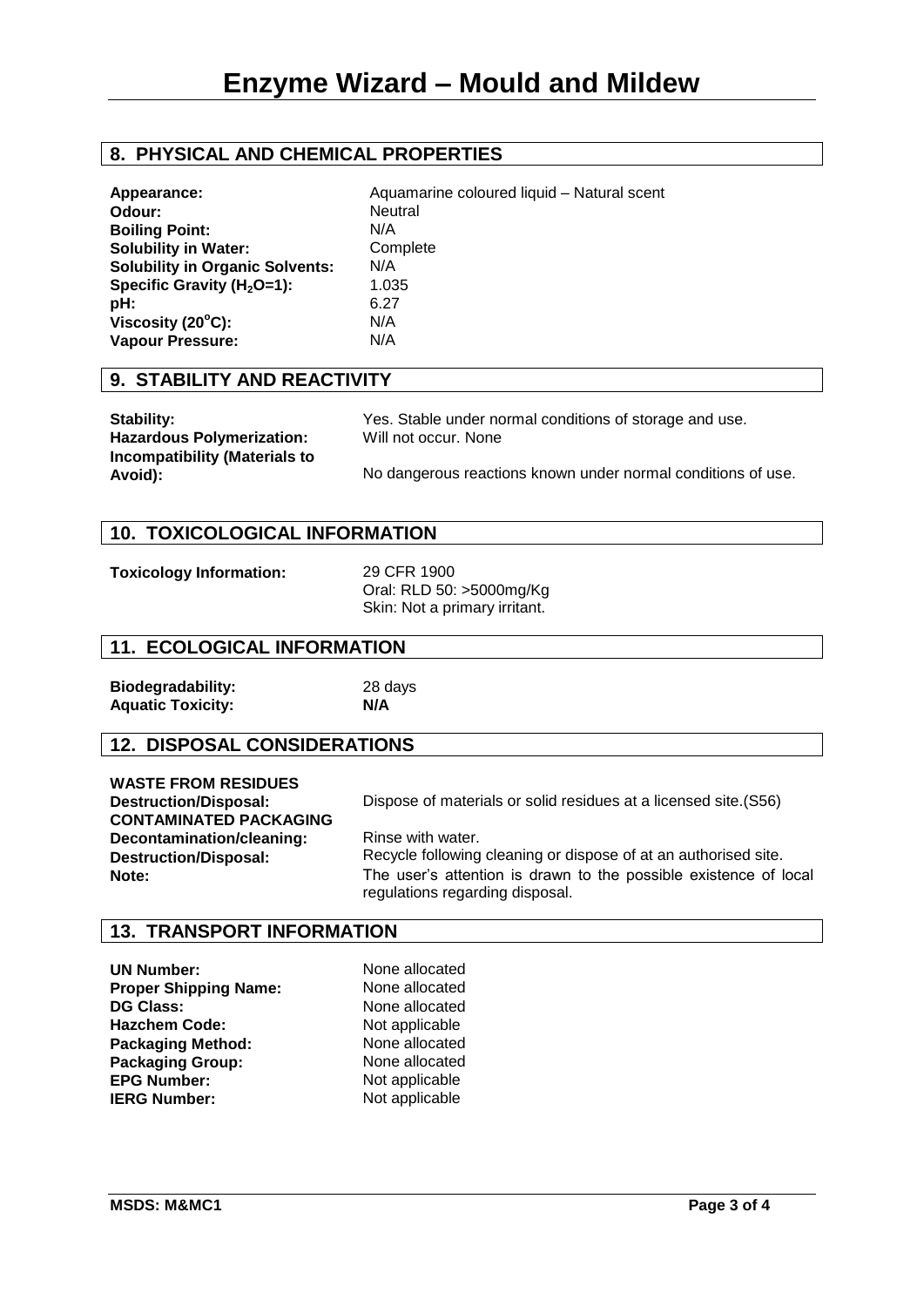# Enzyme Wizard – Mould and Mildew

## 8. PHYSICAL AND CHEMICAL PROPERTIES

| | |
|---|---|
| **Appearance:** | Aquamarine coloured liquid – Natural scent |
| **Odour:** | Neutral |
| **Boiling Point:** | N/A |
| **Solubility in Water:** | Complete |
| **Solubility in Organic Solvents:** | N/A |
| **Specific Gravity ($H_2O$=1):** | 1.035 |
| **pH:** | 6.27 |
| **Viscosity (20°C):** | N/A |
| **Vapour Pressure:** | N/A |

## 9. STABILITY AND REACTIVITY

| | |
|---|---|
| **Stability:** | Yes. Stable under normal conditions of storage and use. |
| **Hazardous Polymerization:** | Will not occur. None |
| **Incompatibility (Materials to Avoid):** | No dangerous reactions known under normal conditions of use. |

## 10. TOXICOLOGICAL INFORMATION

**Toxicology Information:** 29 CFR 1900
Oral: RLD 50: >5000mg/Kg
Skin: Not a primary irritant.

## 11. ECOLOGICAL INFORMATION

| | |
|---|---|
| **Biodegradability:** | 28 days |
| **Aquatic Toxicity:** | **N/A** |

## 12. DISPOSAL CONSIDERATIONS

**WASTE FROM RESIDUES**

**Destruction/Disposal:** Dispose of materials or solid residues at a licensed site.(S56)

**CONTAMINATED PACKAGING**

**Decontamination/cleaning:** Rinse with water.

**Destruction/Disposal:** Recycle following cleaning or dispose of at an authorised site.

**Note:** The user's attention is drawn to the possible existence of local regulations regarding disposal.

## 13. TRANSPORT INFORMATION

| | |
|---|---|
| **UN Number:** | None allocated |
| **Proper Shipping Name:** | None allocated |
| **DG Class:** | None allocated |
| **Hazchem Code:** | Not applicable |
| **Packaging Method:** | None allocated |
| **Packaging Group:** | None allocated |
| **EPG Number:** | Not applicable |
| **IERG Number:** | Not applicable |

**MSDS: M&MC1**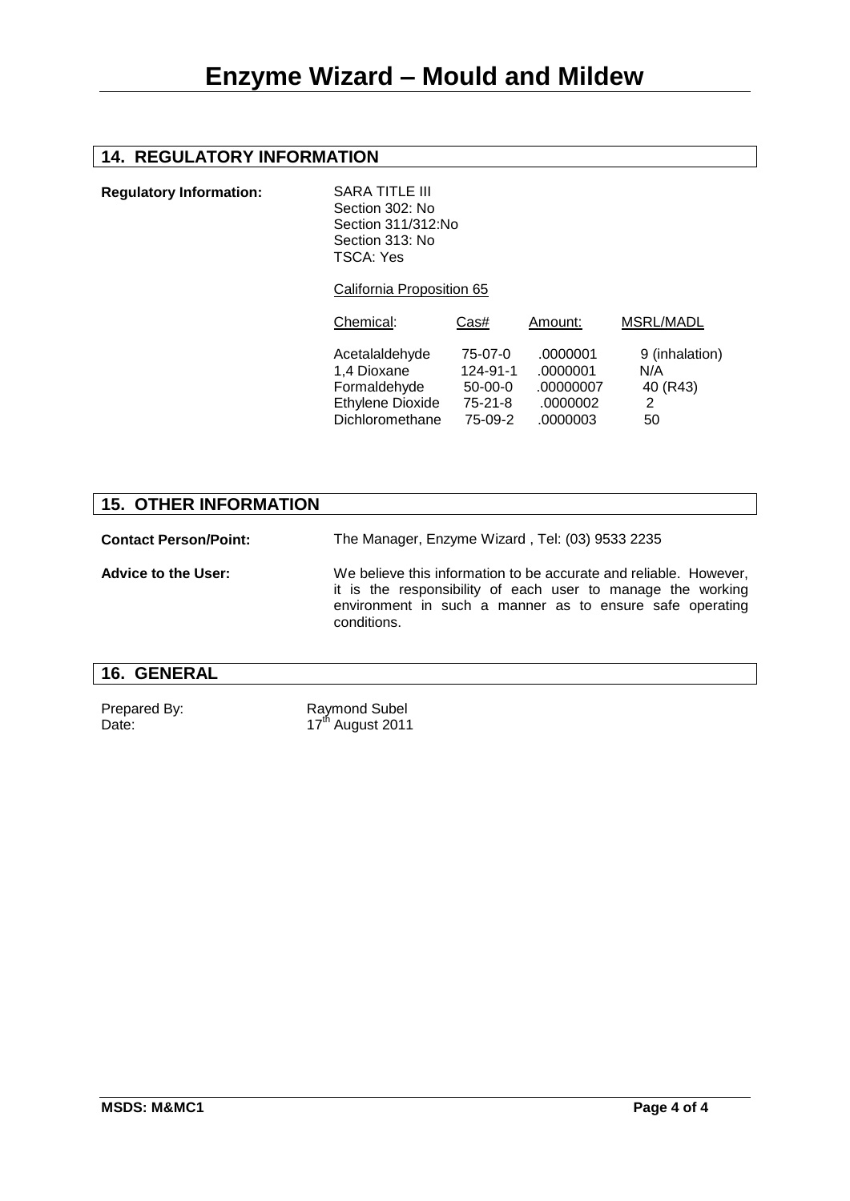# Enzyme Wizard – Mould and Mildew

## 14. REGULATORY INFORMATION

**Regulatory Information:**

SARA TITLE III
Section 302: No
Section 311/312:No
Section 313: No
TSCA: Yes

California Proposition 65

| Chemical: | Cas# | Amount: | MSRL/MADL |
|---|---|---|---|
| Acetalaldehyde | 75-07-0 | .0000001 | 9 (inhalation) |
| 1,4 Dioxane | 124-91-1 | .0000001 | N/A |
| Formaldehyde | 50-00-0 | .00000007 | 40 (R43) |
| Ethylene Dioxide | 75-21-8 | .0000002 | 2 |
| Dichloromethane | 75-09-2 | .0000003 | 50 |

## 15. OTHER INFORMATION

**Contact Person/Point:** The Manager, Enzyme Wizard , Tel: (03) 9533 2235

**Advice to the User:** We believe this information to be accurate and reliable. However, it is the responsibility of each user to manage the working environment in such a manner as to ensure safe operating conditions.

## 16. GENERAL

Prepared By: Raymond Subel
Date: 17th August 2011

MSDS: M&MC1